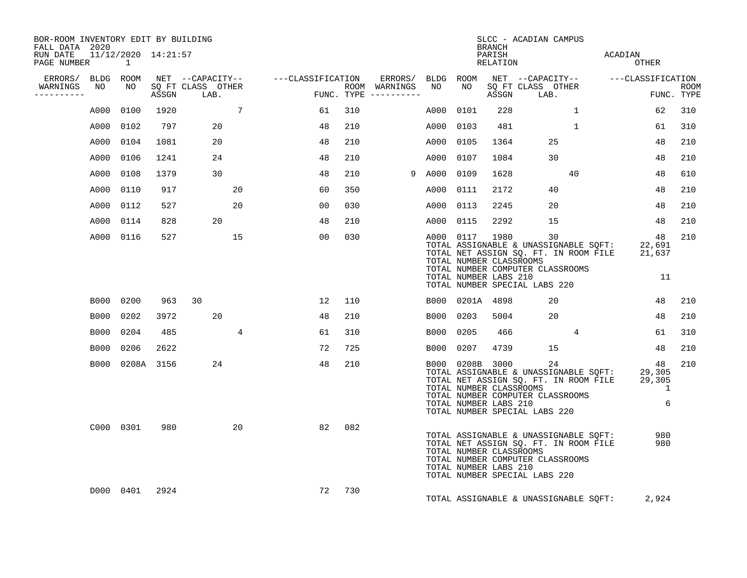BOR-ROOM INVENTORY EDIT BY BUILDING
FALL DATA 2020
RUN DATE 11/12/2020 14:21:57
PAGE NUMBER 1

SLCC - ACADIAN CAMPUS
BRANCH
PARISH ACADIAN
RELATION OTHER

| ERRORS/ WARNINGS | BLDG NO | ROOM NO | NET SQ FT ASSGN | CAPACITY CLASS LAB. | CAPACITY OTHER | CLASSIFICATION FUNC. | ROOM TYPE | ERRORS/ WARNINGS | BLDG NO | ROOM NO | NET SQ FT ASSGN | CAPACITY CLASS LAB. | CAPACITY OTHER | CLASSIFICATION FUNC. | ROOM TYPE |
|---|---|---|---|---|---|---|---|---|---|---|---|---|---|---|---|
| | A000 | 0100 | 1920 | | 7 | 61 | 310 | | A000 | 0101 | 228 | | 1 | 62 | 310 |
| | A000 | 0102 | 797 | 20 | | 48 | 210 | | A000 | 0103 | 481 | | 1 | 61 | 310 |
| | A000 | 0104 | 1081 | 20 | | 48 | 210 | | A000 | 0105 | 1364 | 25 | | 48 | 210 |
| | A000 | 0106 | 1241 | 24 | | 48 | 210 | | A000 | 0107 | 1084 | 30 | | 48 | 210 |
| | A000 | 0108 | 1379 | 30 | | 48 | 210 | 9 | A000 | 0109 | 1628 | | 40 | 48 | 610 |
| | A000 | 0110 | 917 | | 20 | 60 | 350 | | A000 | 0111 | 2172 | 40 | | 48 | 210 |
| | A000 | 0112 | 527 | | 20 | 00 | 030 | | A000 | 0113 | 2245 | 20 | | 48 | 210 |
| | A000 | 0114 | 828 | 20 | | 48 | 210 | | A000 | 0115 | 2292 | 15 | | 48 | 210 |
| | A000 | 0116 | 527 | | 15 | 00 | 030 | | A000 | 0117 | 1980 | 30 | | 48 | 210 |

TOTAL ASSIGNABLE & UNASSIGNABLE SQFT: 22,691
TOTAL NET ASSIGN SQ. FT. IN ROOM FILE 21,637
TOTAL NUMBER CLASSROOMS
TOTAL NUMBER COMPUTER CLASSROOMS
TOTAL NUMBER LABS 210 11
TOTAL NUMBER SPECIAL LABS 220

| ERRORS/ WARNINGS | BLDG NO | ROOM NO | NET SQ FT ASSGN | CAPACITY CLASS LAB. | CAPACITY OTHER | CLASSIFICATION FUNC. | ROOM TYPE | ERRORS/ WARNINGS | BLDG NO | ROOM NO | NET SQ FT ASSGN | CAPACITY CLASS LAB. | CAPACITY OTHER | CLASSIFICATION FUNC. | ROOM TYPE |
|---|---|---|---|---|---|---|---|---|---|---|---|---|---|---|---|
| | B000 | 0200 | 963 | 30 | | 12 | 110 | | B000 | 0201A | 4898 | 20 | | 48 | 210 |
| | B000 | 0202 | 3972 | 20 | | 48 | 210 | | B000 | 0203 | 5004 | 20 | | 48 | 210 |
| | B000 | 0204 | 485 | | 4 | 61 | 310 | | B000 | 0205 | 466 | | 4 | 61 | 310 |
| | B000 | 0206 | 2622 | | | 72 | 725 | | B000 | 0207 | 4739 | 15 | | 48 | 210 |
| | B000 | 0208A | 3156 | 24 | | 48 | 210 | | B000 | 0208B | 3000 | 24 | | 48 | 210 |

TOTAL ASSIGNABLE & UNASSIGNABLE SQFT: 29,305
TOTAL NET ASSIGN SQ. FT. IN ROOM FILE 29,305
TOTAL NUMBER CLASSROOMS 1
TOTAL NUMBER COMPUTER CLASSROOMS
TOTAL NUMBER LABS 210 6
TOTAL NUMBER SPECIAL LABS 220

| ERRORS/ WARNINGS | BLDG NO | ROOM NO | NET SQ FT ASSGN | CAPACITY CLASS LAB. | CAPACITY OTHER | CLASSIFICATION FUNC. | ROOM TYPE |
|---|---|---|---|---|---|---|---|
| | C000 | 0301 | 980 | | 20 | 82 | 082 |

TOTAL ASSIGNABLE & UNASSIGNABLE SQFT: 980
TOTAL NET ASSIGN SQ. FT. IN ROOM FILE 980
TOTAL NUMBER CLASSROOMS
TOTAL NUMBER COMPUTER CLASSROOMS
TOTAL NUMBER LABS 210
TOTAL NUMBER SPECIAL LABS 220

| ERRORS/ WARNINGS | BLDG NO | ROOM NO | NET SQ FT ASSGN | CAPACITY CLASS LAB. | CAPACITY OTHER | CLASSIFICATION FUNC. | ROOM TYPE |
|---|---|---|---|---|---|---|---|
| | D000 | 0401 | 2924 | | | 72 | 730 |

TOTAL ASSIGNABLE & UNASSIGNABLE SQFT: 2,924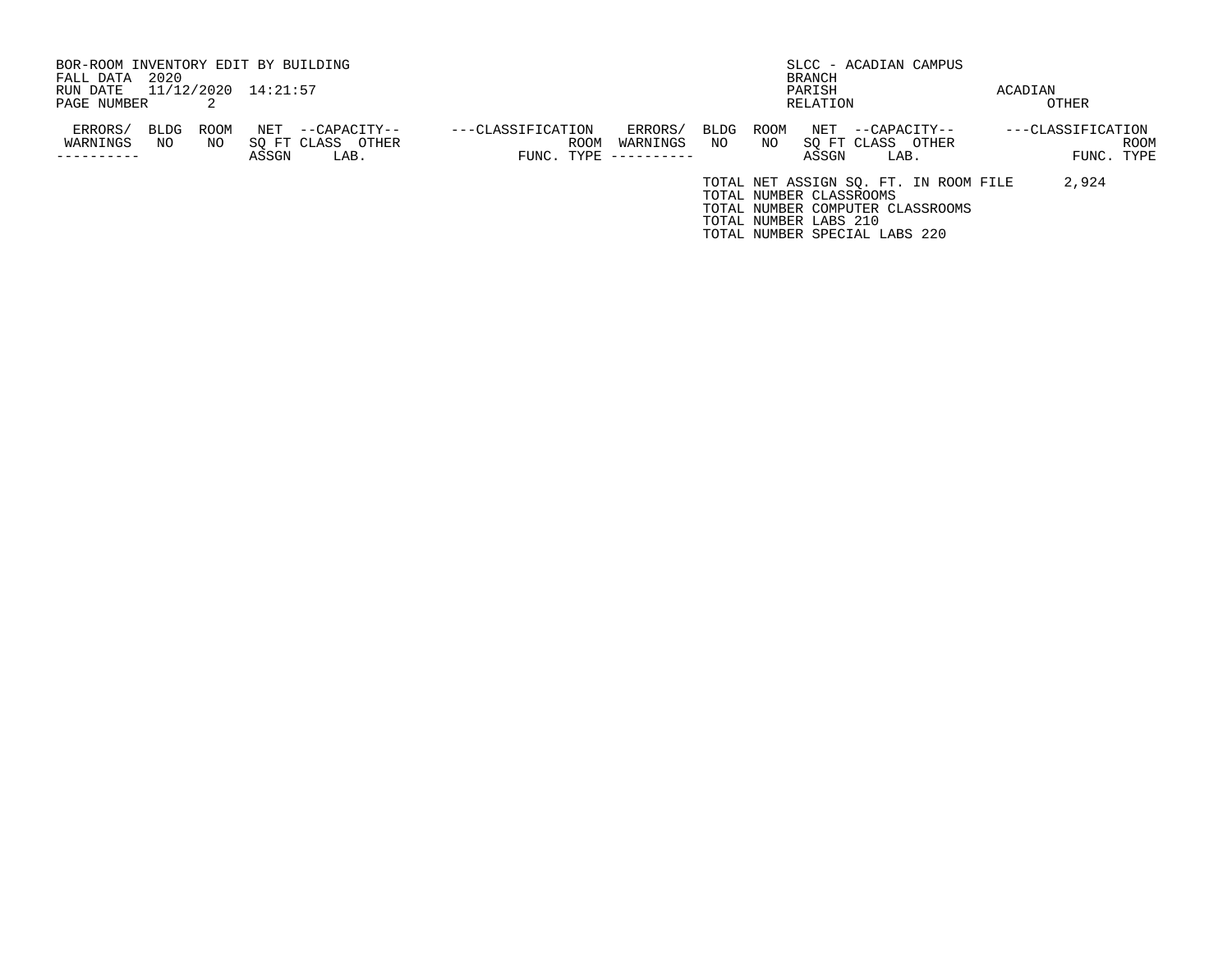BOR-ROOM INVENTORY EDIT BY BUILDING
FALL DATA 2020
RUN DATE 11/12/2020 14:21:57
PAGE NUMBER 2

SLCC - ACADIAN CAMPUS
BRANCH
PARISH ACADIAN
RELATION OTHER

| ERRORS/ WARNINGS | BLDG NO | ROOM NO | NET SQ FT ASSGN | --CAPACITY-- CLASS | OTHER LAB. | ---CLASSIFICATION FUNC. | ROOM TYPE | ERRORS/ WARNINGS | BLDG NO | ROOM NO | NET SQ FT ASSGN | --CAPACITY-- CLASS | OTHER LAB. | ---CLASSIFICATION FUNC. | ROOM TYPE |
|---|---|---|---|---|---|---|---|---|---|---|---|---|---|---|---|

TOTAL NET ASSIGN SQ. FT. IN ROOM FILE 2,924
TOTAL NUMBER CLASSROOMS
TOTAL NUMBER COMPUTER CLASSROOMS
TOTAL NUMBER LABS 210
TOTAL NUMBER SPECIAL LABS 220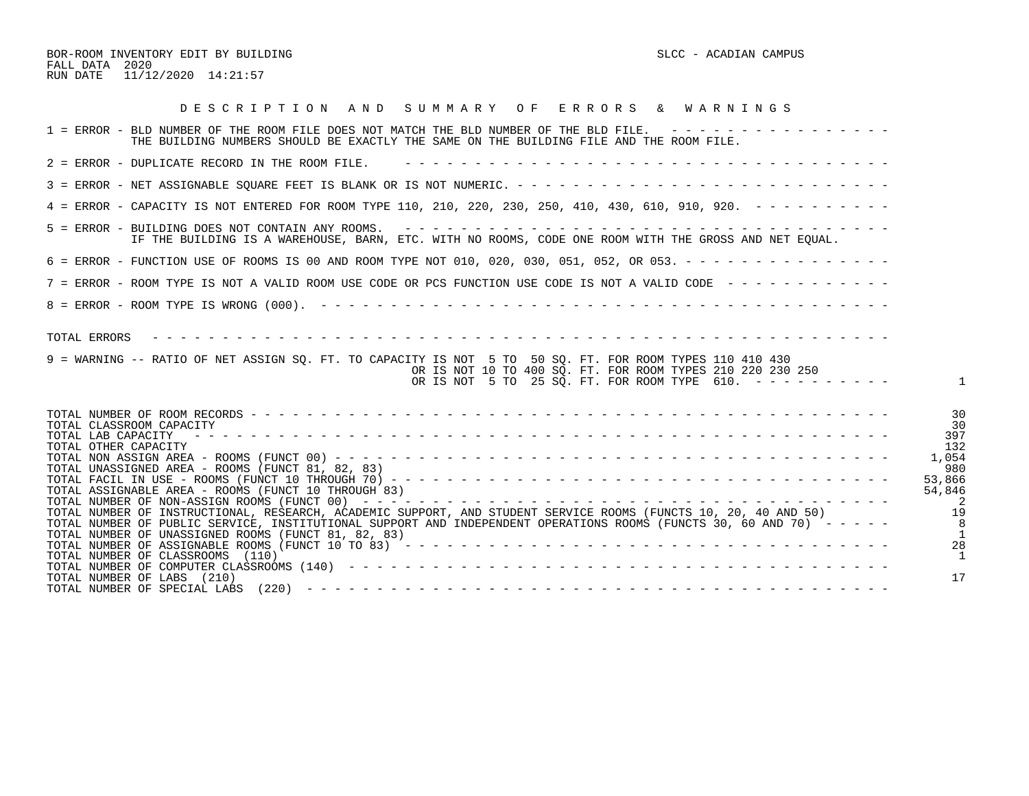BOR-ROOM INVENTORY EDIT BY BUILDING

SLCC - ACADIAN CAMPUS

FALL DATA 2020

RUN DATE 11/12/2020 14:21:57

## DESCRIPTION AND SUMMARY OF ERRORS & WARNINGS

| | |
|---|---|
| 1 = ERROR - BLD NUMBER OF THE ROOM FILE DOES NOT MATCH THE BLD NUMBER OF THE BLD FILE. THE BUILDING NUMBERS SHOULD BE EXACTLY THE SAME ON THE BUILDING FILE AND THE ROOM FILE. | |
| 2 = ERROR - DUPLICATE RECORD IN THE ROOM FILE. | |
| 3 = ERROR - NET ASSIGNABLE SQUARE FEET IS BLANK OR IS NOT NUMERIC. | |
| 4 = ERROR - CAPACITY IS NOT ENTERED FOR ROOM TYPE 110, 210, 220, 230, 250, 410, 430, 610, 910, 920. | |
| 5 = ERROR - BUILDING DOES NOT CONTAIN ANY ROOMS. IF THE BUILDING IS A WAREHOUSE, BARN, ETC. WITH NO ROOMS, CODE ONE ROOM WITH THE GROSS AND NET EQUAL. | |
| 6 = ERROR - FUNCTION USE OF ROOMS IS 00 AND ROOM TYPE NOT 010, 020, 030, 051, 052, OR 053. | |
| 7 = ERROR - ROOM TYPE IS NOT A VALID ROOM USE CODE OR PCS FUNCTION USE CODE IS NOT A VALID CODE | |
| 8 = ERROR - ROOM TYPE IS WRONG (000). | |
| TOTAL ERRORS | |
| 9 = WARNING -- RATIO OF NET ASSIGN SQ. FT. TO CAPACITY IS NOT 5 TO 50 SQ. FT. FOR ROOM TYPES 110 410 430 OR IS NOT 10 TO 400 SQ. FT. FOR ROOM TYPES 210 220 230 250 OR IS NOT 5 TO 25 SQ. FT. FOR ROOM TYPE 610. | 1 |

| | |
|---|---|
| TOTAL NUMBER OF ROOM RECORDS | 30 |
| TOTAL CLASSROOM CAPACITY | 30 |
| TOTAL LAB CAPACITY | 397 |
| TOTAL OTHER CAPACITY | 132 |
| TOTAL NON ASSIGN AREA - ROOMS (FUNCT 00) | 1,054 |
| TOTAL UNASSIGNED AREA - ROOMS (FUNCT 81, 82, 83) | 980 |
| TOTAL FACIL IN USE - ROOMS (FUNCT 10 THROUGH 70) | 53,866 |
| TOTAL ASSIGNABLE AREA - ROOMS (FUNCT 10 THROUGH 83) | 54,846 |
| TOTAL NUMBER OF NON-ASSIGN ROOMS (FUNCT 00) | 2 |
| TOTAL NUMBER OF INSTRUCTIONAL, RESEARCH, ACADEMIC SUPPORT, AND STUDENT SERVICE ROOMS (FUNCTS 10, 20, 40 AND 50) | 19 |
| TOTAL NUMBER OF PUBLIC SERVICE, INSTITUTIONAL SUPPORT AND INDEPENDENT OPERATIONS ROOMS (FUNCTS 30, 60 AND 70) | 8 |
| TOTAL NUMBER OF UNASSIGNED ROOMS (FUNCT 81, 82, 83) | 1 |
| TOTAL NUMBER OF ASSIGNABLE ROOMS (FUNCT 10 TO 83) | 28 |
| TOTAL NUMBER OF CLASSROOMS (110) | 1 |
| TOTAL NUMBER OF COMPUTER CLASSROOMS (140) | |
| TOTAL NUMBER OF LABS (210) | 17 |
| TOTAL NUMBER OF SPECIAL LABS (220) | |